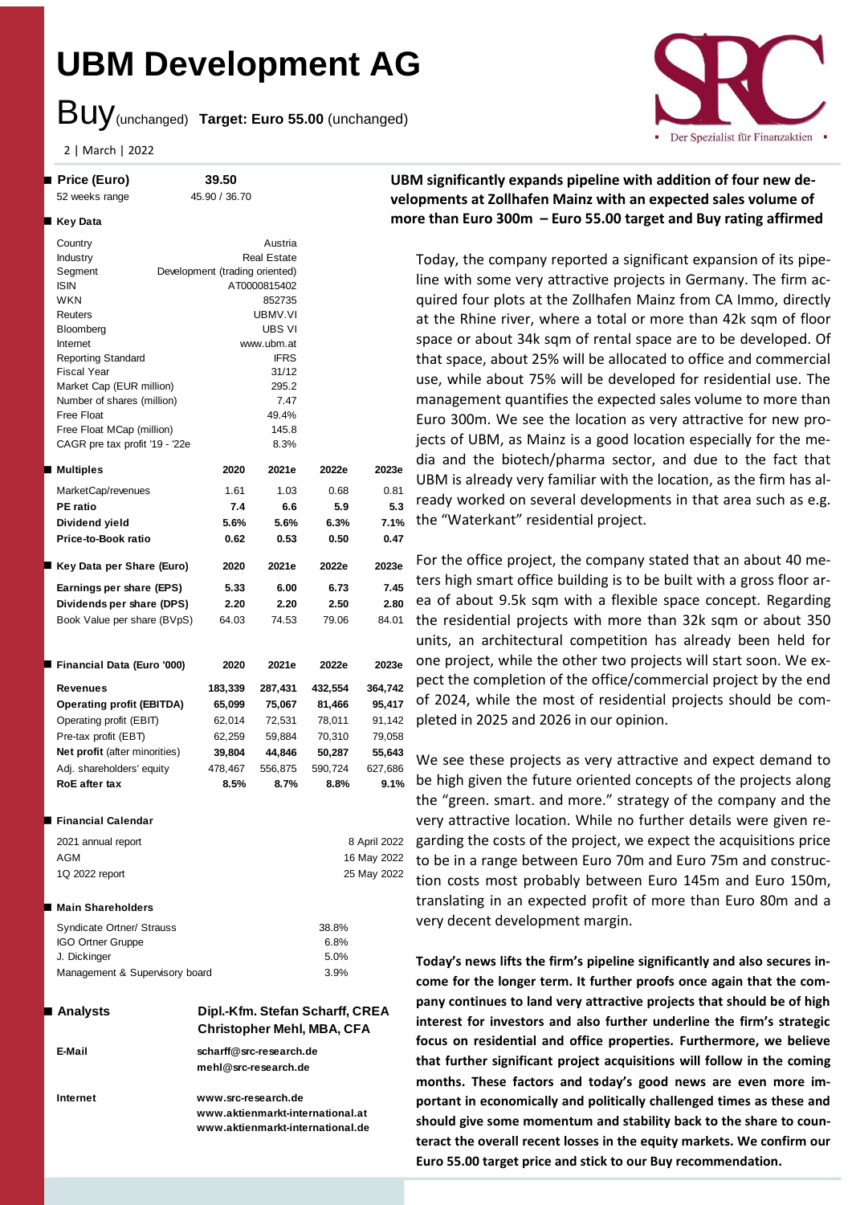# UBM Development AG

**Buy** (unchanged) **Target: Euro 55.00** (unchanged)

2 | March | 2022

| | |
|---|---|
| **Price (Euro)** | **39.50** |
| 52 weeks range | 45.90 / 36.70 |

**Key Data**

| | |
|---|---|
| Country | Austria |
| Industry | Real Estate |
| Segment | Development (trading oriented) |
| ISIN | AT0000815402 |
| WKN | 852735 |
| Reuters | UBMV.VI |
| Bloomberg | UBS VI |
| Internet | www.ubm.at |
| Reporting Standard | IFRS |
| Fiscal Year | 31/12 |
| Market Cap (EUR million) | 295.2 |
| Number of shares (million) | 7.47 |
| Free Float | 49.4% |
| Free Float MCap (million) | 145.8 |
| CAGR pre tax profit '19 - '22e | 8.3% |

| Multiples | 2020 | 2021e | 2022e | 2023e |
|---|---|---|---|---|
| MarketCap/revenues | 1.61 | 1.03 | 0.68 | 0.81 |
| **PE ratio** | **7.4** | **6.6** | **5.9** | **5.3** |
| **Dividend yield** | **5.6%** | **5.6%** | **6.3%** | **7.1%** |
| **Price-to-Book ratio** | **0.62** | **0.53** | **0.50** | **0.47** |

| Key Data per Share (Euro) | 2020 | 2021e | 2022e | 2023e |
|---|---|---|---|---|
| **Earnings per share (EPS)** | **5.33** | **6.00** | **6.73** | **7.45** |
| **Dividends per share (DPS)** | **2.20** | **2.20** | **2.50** | **2.80** |
| Book Value per share (BVpS) | 64.03 | 74.53 | 79.06 | 84.01 |

| Financial Data (Euro '000) | 2020 | 2021e | 2022e | 2023e |
|---|---|---|---|---|
| **Revenues** | **183,339** | **287,431** | **432,554** | **364,742** |
| **Operating profit (EBITDA)** | **65,099** | **75,067** | **81,466** | **95,417** |
| Operating profit (EBIT) | 62,014 | 72,531 | 78,011 | 91,142 |
| Pre-tax profit (EBT) | 62,259 | 59,884 | 70,310 | 79,058 |
| **Net profit** (after minorities) | **39,804** | **44,846** | **50,287** | **55,643** |
| Adj. shareholders' equity | 478,467 | 556,875 | 590,724 | 627,686 |
| **RoE after tax** | **8.5%** | **8.7%** | **8.8%** | **9.1%** |

**Financial Calendar**

| | |
|---|---|
| 2021 annual report | 8 April 2022 |
| AGM | 16 May 2022 |
| 1Q 2022 report | 25 May 2022 |

**Main Shareholders**

| | |
|---|---|
| Syndicate Ortner/ Strauss | 38.8% |
| IGO Ortner Gruppe | 6.8% |
| J. Dickinger | 5.0% |
| Management & Supervisory board | 3.9% |

**Analysts**
Dipl.-Kfm. Stefan Scharff, CREA
Christopher Mehl, MBA, CFA

**E-Mail**
scharff@src-research.de
mehl@src-research.de

**Internet**
www.src-research.de
www.aktienmarkt-international.at
www.aktienmarkt-international.de

## UBM significantly expands pipeline with addition of four new developments at Zollhafen Mainz with an expected sales volume of more than Euro 300m – Euro 55.00 target and Buy rating affirmed

Today, the company reported a significant expansion of its pipeline with some very attractive projects in Germany. The firm acquired four plots at the Zollhafen Mainz from CA Immo, directly at the Rhine river, where a total or more than 42k sqm of floor space or about 34k sqm of rental space are to be developed. Of that space, about 25% will be allocated to office and commercial use, while about 75% will be developed for residential use. The management quantifies the expected sales volume to more than Euro 300m. We see the location as very attractive for new projects of UBM, as Mainz is a good location especially for the media and the biotech/pharma sector, and due to the fact that UBM is already very familiar with the location, as the firm has already worked on several developments in that area such as e.g. the "Waterkant" residential project.

For the office project, the company stated that an about 40 meters high smart office building is to be built with a gross floor area of about 9.5k sqm with a flexible space concept. Regarding the residential projects with more than 32k sqm or about 350 units, an architectural competition has already been held for one project, while the other two projects will start soon. We expect the completion of the office/commercial project by the end of 2024, while the most of residential projects should be completed in 2025 and 2026 in our opinion.

We see these projects as very attractive and expect demand to be high given the future oriented concepts of the projects along the "green. smart. and more." strategy of the company and the very attractive location. While no further details were given regarding the costs of the project, we expect the acquisitions price to be in a range between Euro 70m and Euro 75m and construction costs most probably between Euro 145m and Euro 150m, translating in an expected profit of more than Euro 80m and a very decent development margin.

**Today's news lifts the firm's pipeline significantly and also secures income for the longer term. It further proofs once again that the company continues to land very attractive projects that should be of high interest for investors and also further underline the firm's strategic focus on residential and office properties. Furthermore, we believe that further significant project acquisitions will follow in the coming months. These factors and today's good news are even more important in economically and politically challenged times as these and should give some momentum and stability back to the share to counteract the overall recent losses in the equity markets. We confirm our Euro 55.00 target price and stick to our Buy recommendation.**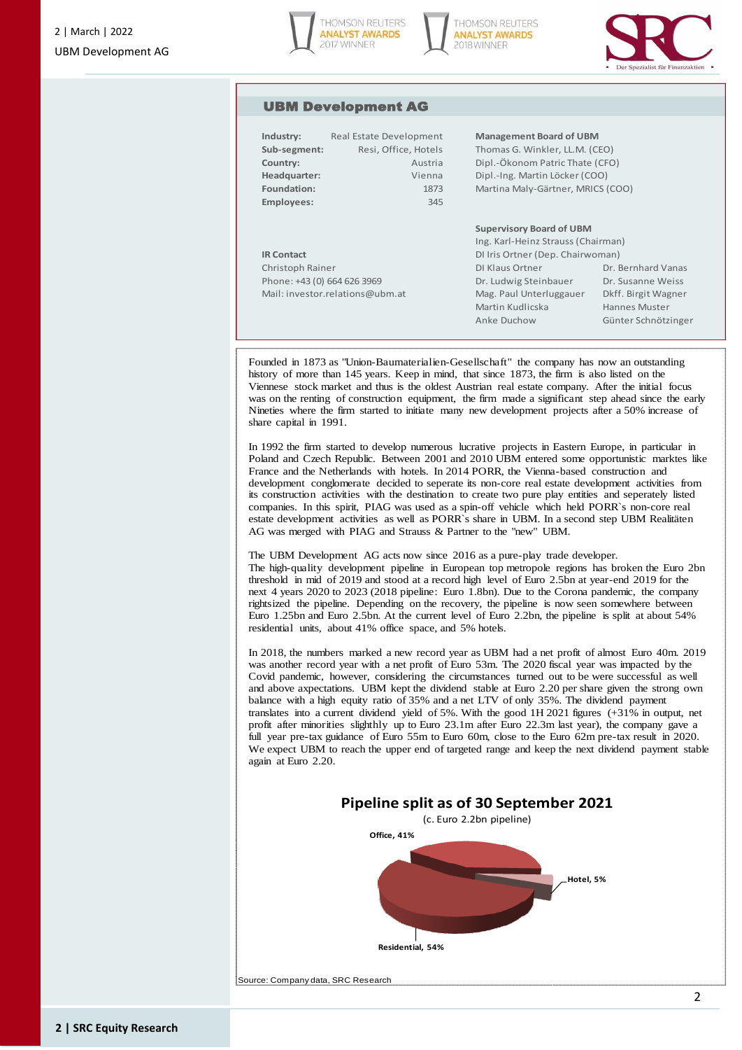## UBM Development AG

| | |
|---|---|
| **Industry:** | Real Estate Development |
| **Sub-segment:** | Resi, Office, Hotels |
| **Country:** | Austria |
| **Headquarter:** | Vienna |
| **Foundation:** | 1873 |
| **Employees:** | 345 |

**Management Board of UBM**
Thomas G. Winkler, LL.M. (CEO)
Dipl.-Ökonom Patric Thate (CFO)
Dipl.-Ing. Martin Löcker (COO)
Martina Maly-Gärtner, MRICS (COO)

**Supervisory Board of UBM**
Ing. Karl-Heinz Strauss (Chairman)
DI Iris Ortner (Dep. Chairwoman)
DI Klaus Ortner
Dr. Bernhard Vanas
Dr. Ludwig Steinbauer
Dr. Susanne Weiss
Mag. Paul Unterluggauer
Dkff. Birgit Wagner
Martin Kudlicska
Hannes Muster
Anke Duchow
Günter Schnötzinger

**IR Contact**
Christoph Rainer
Phone: +43 (0) 664 626 3969
Mail: investor.relations@ubm.at

Founded in 1873 as "Union-Baumaterialien-Gesellschaft" the company has now an outstanding history of more than 145 years. Keep in mind, that since 1873, the firm is also listed on the Viennese stock market and thus is the oldest Austrian real estate company. After the initial focus was on the renting of construction equipment, the firm made a significant step ahead since the early Nineties where the firm started to initiate many new development projects after a 50% increase of share capital in 1991.

In 1992 the firm started to develop numerous lucrative projects in Eastern Europe, in particular in Poland and Czech Republic. Between 2001 and 2010 UBM entered some opportunistic marktes like France and the Netherlands with hotels. In 2014 PORR, the Vienna-based construction and development conglomerate decided to seperate its non-core real estate development activities from its construction activities with the destination to create two pure play entities and seperately listed companies. In this spirit, PIAG was used as a spin-off vehicle which held PORR`s non-core real estate development activities as well as PORR`s share in UBM. In a second step UBM Realitäten AG was merged with PIAG and Strauss & Partner to the "new" UBM.

The UBM Development AG acts now since 2016 as a pure-play trade developer.
The high-quality development pipeline in European top metropole regions has broken the Euro 2bn threshold in mid of 2019 and stood at a record high level of Euro 2.5bn at year-end 2019 for the next 4 years 2020 to 2023 (2018 pipeline: Euro 1.8bn). Due to the Corona pandemic, the company rightsized the pipeline. Depending on the recovery, the pipeline is now seen somewhere between Euro 1.25bn and Euro 2.5bn. At the current level of Euro 2.2bn, the pipeline is split at about 54% residential units, about 41% office space, and 5% hotels.

In 2018, the numbers marked a new record year as UBM had a net profit of almost Euro 40m. 2019 was another record year with a net profit of Euro 53m. The 2020 fiscal year was impacted by the Covid pandemic, however, considering the circumstances turned out to be were successful as well and above expectations. UBM kept the dividend stable at Euro 2.20 per share given the strong own balance with a high equity ratio of 35% and a net LTV of only 35%. The dividend payment translates into a current dividend yield of 5%. With the good 1H 2021 figures (+31% in output, net profit after minorities slighthly up to Euro 23.1m after Euro 22.3m last year), the company gave a full year pre-tax guidance of Euro 55m to Euro 60m, close to the Euro 62m pre-tax result in 2020. We expect UBM to reach the upper end of targeted range and keep the next dividend payment stable again at Euro 2.20.

**Pipeline split as of 30 September 2021**
(c. Euro 2.2bn pipeline)

Office, 41%
Hotel, 5%
Residential, 54%

Source: Company data, SRC Research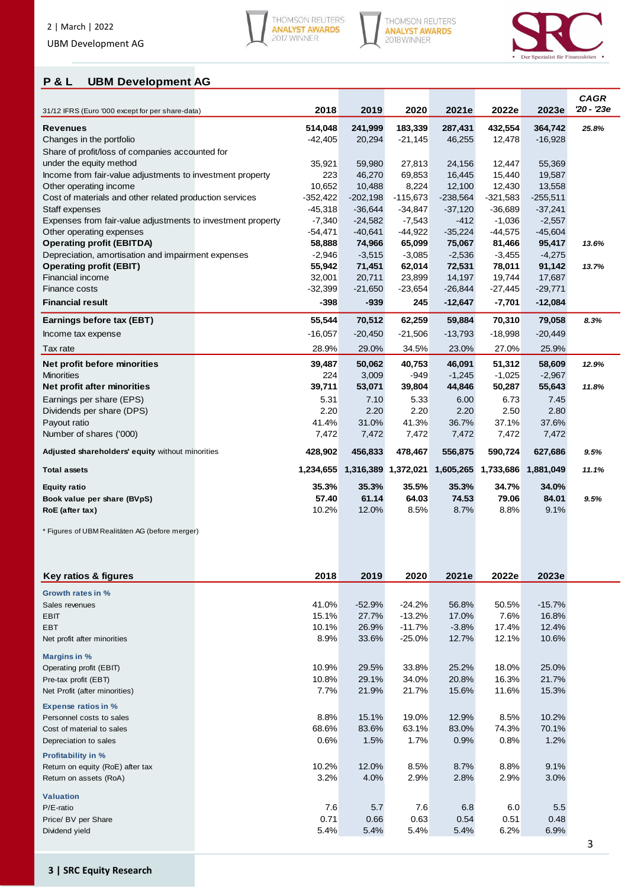## P & L UBM Development AG

| 31/12 IFRS (Euro '000 except for per share-data) | 2018 | 2019 | 2020 | 2021e | 2022e | 2023e | CAGR '20 - '23e |
|---|---|---|---|---|---|---|---|
| **Revenues** | **514,048** | **241,999** | **183,339** | **287,431** | **432,554** | **364,742** | *25.8%* |
| Changes in the portfolio | -42,405 | 20,294 | -21,145 | 46,255 | 12,478 | -16,928 | |
| Share of profit/loss of companies accounted for under the equity method | 35,921 | 59,980 | 27,813 | 24,156 | 12,447 | 55,369 | |
| Income from fair-value adjustments to investment property | 223 | 46,270 | 69,853 | 16,445 | 15,440 | 19,587 | |
| Other operating income | 10,652 | 10,488 | 8,224 | 12,100 | 12,430 | 13,558 | |
| Cost of materials and other related production services | -352,422 | -202,198 | -115,673 | -238,564 | -321,583 | -255,511 | |
| Staff expenses | -45,318 | -36,644 | -34,847 | -37,120 | -36,689 | -37,241 | |
| Expenses from fair-value adjustments to investment property | -7,340 | -24,582 | -7,543 | -412 | -1,036 | -2,557 | |
| Other operating expenses | -54,471 | -40,641 | -44,922 | -35,224 | -44,575 | -45,604 | |
| **Operating profit (EBITDA)** | **58,888** | **74,966** | **65,099** | **75,067** | **81,466** | **95,417** | *13.6%* |
| Depreciation, amortisation and impairment expenses | -2,946 | -3,515 | -3,085 | -2,536 | -3,455 | -4,275 | |
| **Operating profit (EBIT)** | **55,942** | **71,451** | **62,014** | **72,531** | **78,011** | **91,142** | *13.7%* |
| Financial income | 32,001 | 20,711 | 23,899 | 14,197 | 19,744 | 17,687 | |
| Finance costs | -32,399 | -21,650 | -23,654 | -26,844 | -27,445 | -29,771 | |
| **Financial result** | **-398** | **-939** | **245** | **-12,647** | **-7,701** | **-12,084** | |
| **Earnings before tax (EBT)** | **55,544** | **70,512** | **62,259** | **59,884** | **70,310** | **79,058** | *8.3%* |
| Income tax expense | -16,057 | -20,450 | -21,506 | -13,793 | -18,998 | -20,449 | |
| Tax rate | 28.9% | 29.0% | 34.5% | 23.0% | 27.0% | 25.9% | |
| **Net profit before minorities** | **39,487** | **50,062** | **40,753** | **46,091** | **51,312** | **58,609** | *12.9%* |
| Minorities | 224 | 3,009 | -949 | -1,245 | -1,025 | -2,967 | |
| **Net profit after minorities** | **39,711** | **53,071** | **39,804** | **44,846** | **50,287** | **55,643** | *11.8%* |
| Earnings per share (EPS) | 5.31 | 7.10 | 5.33 | 6.00 | 6.73 | 7.45 | |
| Dividends per share (DPS) | 2.20 | 2.20 | 2.20 | 2.20 | 2.50 | 2.80 | |
| Payout ratio | 41.4% | 31.0% | 41.3% | 36.7% | 37.1% | 37.6% | |
| Number of shares ('000) | 7,472 | 7,472 | 7,472 | 7,472 | 7,472 | 7,472 | |
| **Adjusted shareholders' equity** without minorities | **428,902** | **456,833** | **478,467** | **556,875** | **590,724** | **627,686** | *9.5%* |
| **Total assets** | **1,234,655** | **1,316,389** | **1,372,021** | **1,605,265** | **1,733,686** | **1,881,049** | *11.1%* |
| **Equity ratio** | **35.3%** | **35.3%** | **35.5%** | **35.3%** | **34.7%** | **34.0%** | |
| **Book value per share (BVpS)** | **57.40** | **61.14** | **64.03** | **74.53** | **79.06** | **84.01** | *9.5%* |
| **RoE (after tax)** | 10.2% | 12.0% | 8.5% | 8.7% | 8.8% | 9.1% | |

\* Figures of UBM Realitäten AG (before merger)

## Key ratios & figures

| | 2018 | 2019 | 2020 | 2021e | 2022e | 2023e |
|---|---|---|---|---|---|---|
| **Growth rates in %** | | | | | | |
| Sales revenues | 41.0% | -52.9% | -24.2% | 56.8% | 50.5% | -15.7% |
| EBIT | 15.1% | 27.7% | -13.2% | 17.0% | 7.6% | 16.8% |
| EBT | 10.1% | 26.9% | -11.7% | -3.8% | 17.4% | 12.4% |
| Net profit after minorities | 8.9% | 33.6% | -25.0% | 12.7% | 12.1% | 10.6% |
| **Margins in %** | | | | | | |
| Operating profit (EBIT) | 10.9% | 29.5% | 33.8% | 25.2% | 18.0% | 25.0% |
| Pre-tax profit (EBT) | 10.8% | 29.1% | 34.0% | 20.8% | 16.3% | 21.7% |
| Net Profit (after minorities) | 7.7% | 21.9% | 21.7% | 15.6% | 11.6% | 15.3% |
| **Expense ratios in %** | | | | | | |
| Personnel costs to sales | 8.8% | 15.1% | 19.0% | 12.9% | 8.5% | 10.2% |
| Cost of material to sales | 68.6% | 83.6% | 63.1% | 83.0% | 74.3% | 70.1% |
| Depreciation to sales | 0.6% | 1.5% | 1.7% | 0.9% | 0.8% | 1.2% |
| **Profitability in %** | | | | | | |
| Return on equity (RoE) after tax | 10.2% | 12.0% | 8.5% | 8.7% | 8.8% | 9.1% |
| Return on assets (RoA) | 3.2% | 4.0% | 2.9% | 2.8% | 2.9% | 3.0% |
| **Valuation** | | | | | | |
| P/E-ratio | 7.6 | 5.7 | 7.6 | 6.8 | 6.0 | 5.5 |
| Price/ BV per Share | 0.71 | 0.66 | 0.63 | 0.54 | 0.51 | 0.48 |
| Dividend yield | 5.4% | 5.4% | 5.4% | 5.4% | 6.2% | 6.9% |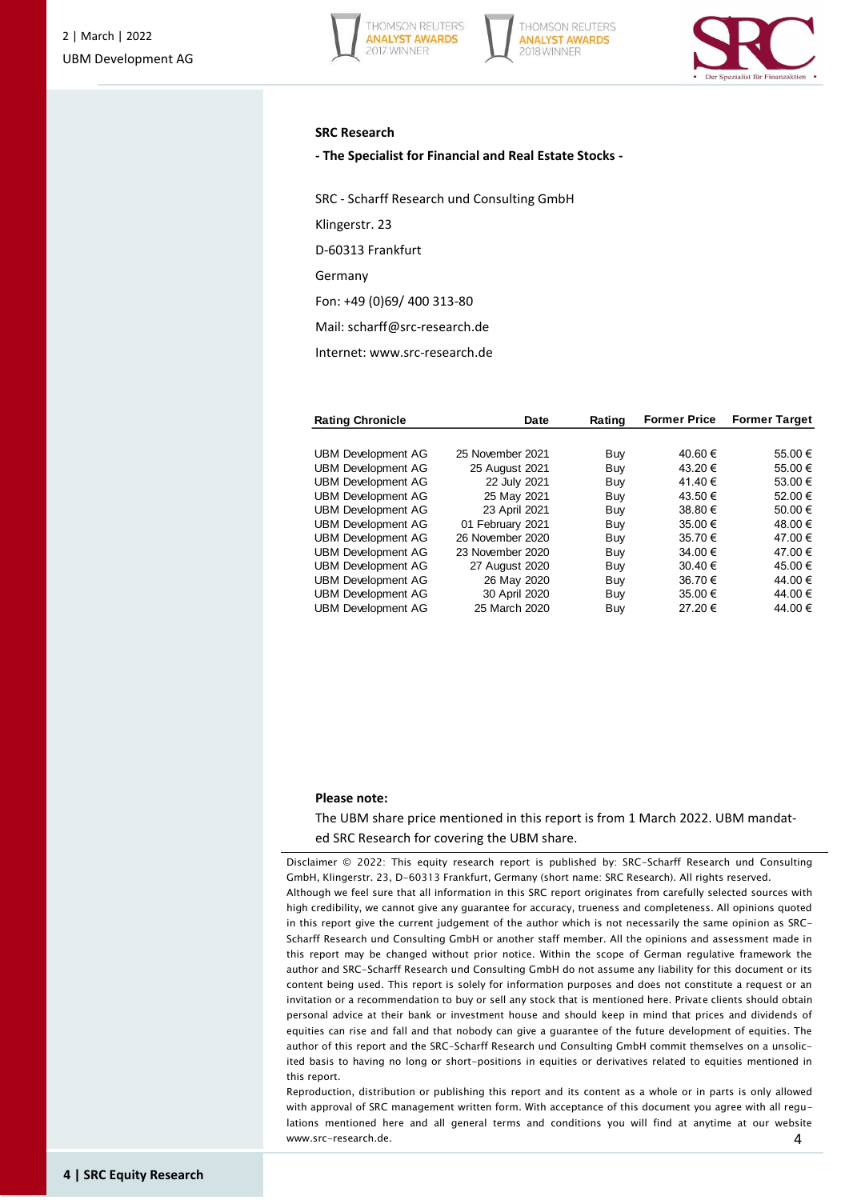**SRC Research**

**- The Specialist for Financial and Real Estate Stocks -**

SRC - Scharff Research und Consulting GmbH

Klingerstr. 23

D-60313 Frankfurt

Germany

Fon: +49 (0)69/ 400 313-80

Mail: scharff@src-research.de

Internet: www.src-research.de

| Rating Chronicle | Date | Rating | Former Price | Former Target |
|---|---|---|---|---|
| UBM Development AG | 25 November 2021 | Buy | 40.60 € | 55.00 € |
| UBM Development AG | 25 August 2021 | Buy | 43.20 € | 55.00 € |
| UBM Development AG | 22 July 2021 | Buy | 41.40 € | 53.00 € |
| UBM Development AG | 25 May 2021 | Buy | 43.50 € | 52.00 € |
| UBM Development AG | 23 April 2021 | Buy | 38.80 € | 50.00 € |
| UBM Development AG | 01 February 2021 | Buy | 35.00 € | 48.00 € |
| UBM Development AG | 26 November 2020 | Buy | 35.70 € | 47.00 € |
| UBM Development AG | 23 November 2020 | Buy | 34.00 € | 47.00 € |
| UBM Development AG | 27 August 2020 | Buy | 30.40 € | 45.00 € |
| UBM Development AG | 26 May 2020 | Buy | 36.70 € | 44.00 € |
| UBM Development AG | 30 April 2020 | Buy | 35.00 € | 44.00 € |
| UBM Development AG | 25 March 2020 | Buy | 27.20 € | 44.00 € |

**Please note:**

The UBM share price mentioned in this report is from 1 March 2022. UBM mandated SRC Research for covering the UBM share.

Disclaimer © 2022: This equity research report is published by: SRC-Scharff Research und Consulting GmbH, Klingerstr. 23, D-60313 Frankfurt, Germany (short name: SRC Research). All rights reserved.
Although we feel sure that all information in this SRC report originates from carefully selected sources with high credibility, we cannot give any guarantee for accuracy, trueness and completeness. All opinions quoted in this report give the current judgement of the author which is not necessarily the same opinion as SRC-Scharff Research und Consulting GmbH or another staff member. All the opinions and assessment made in this report may be changed without prior notice. Within the scope of German regulative framework the author and SRC-Scharff Research und Consulting GmbH do not assume any liability for this document or its content being used. This report is solely for information purposes and does not constitute a request or an invitation or a recommendation to buy or sell any stock that is mentioned here. Private clients should obtain personal advice at their bank or investment house and should keep in mind that prices and dividends of equities can rise and fall and that nobody can give a guarantee of the future development of equities. The author of this report and the SRC-Scharff Research und Consulting GmbH commit themselves on a unsolicited basis to having no long or short-positions in equities or derivatives related to equities mentioned in this report.
Reproduction, distribution or publishing this report and its content as a whole or in parts is only allowed with approval of SRC management written form. With acceptance of this document you agree with all regulations mentioned here and all general terms and conditions you will find at anytime at our website www.src-research.de.